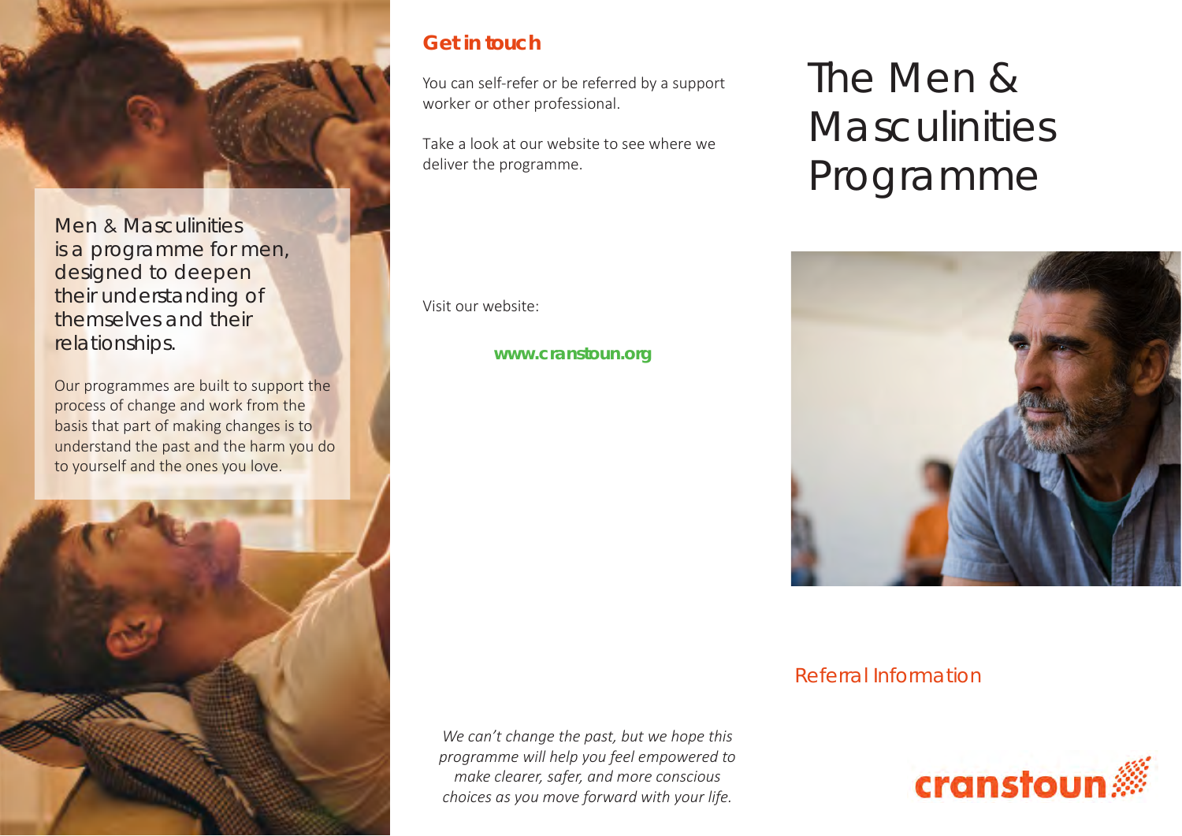# The Men & Masculinities Programme

## Referral Information

cranstoun

Men & Masculinities is a programme for men, designed to deepen their understanding of themselves and their relationships.

Our programmes are built to support the process of change and work from the basis that part of making changes is to understand the past and the harm you do to yourself and the ones you love.

## Get in touch

You can self-refer or be referred by a support worker or other professional.

Take a look at our website to see where we deliver the programme.

Visit our website:

**www.cranstoun.org**

*We can't change the past, but we hope this programme will help you feel empowered to make clearer, safer, and more conscious choices as you move forward with your life.*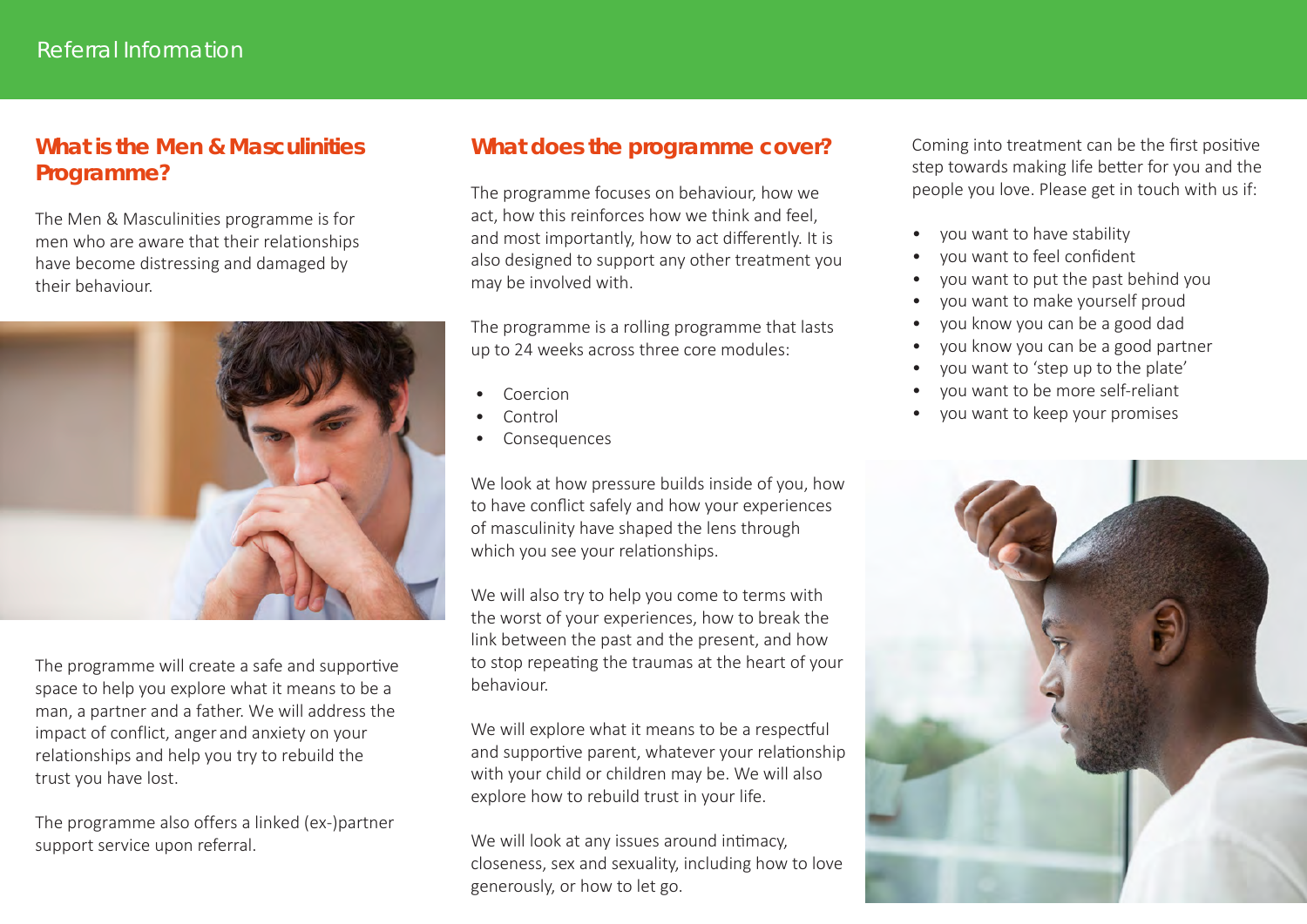Referral Information

## What is the Men & Masculinities Programme?

The Men & Masculinities programme is for men who are aware that their relationships have become distressing and damaged by their behaviour.

The programme will create a safe and supportive space to help you explore what it means to be a man, a partner and a father. We will address the impact of conflict, anger and anxiety on your relationships and help you try to rebuild the trust you have lost.

The programme also offers a linked (ex-)partner support service upon referral.

## What does the programme cover?

The programme focuses on behaviour, how we act, how this reinforces how we think and feel, and most importantly, how to act differently. It is also designed to support any other treatment you may be involved with.

The programme is a rolling programme that lasts up to 24 weeks across three core modules:

- Coercion
- Control
- Consequences

We look at how pressure builds inside of you, how to have conflict safely and how your experiences of masculinity have shaped the lens through which you see your relationships.

We will also try to help you come to terms with the worst of your experiences, how to break the link between the past and the present, and how to stop repeating the traumas at the heart of your behaviour.

We will explore what it means to be a respectful and supportive parent, whatever your relationship with your child or children may be. We will also explore how to rebuild trust in your life.

We will look at any issues around intimacy, closeness, sex and sexuality, including how to love generously, or how to let go.

Coming into treatment can be the first positive step towards making life better for you and the people you love. Please get in touch with us if:

- you want to have stability
- you want to feel confident
- you want to put the past behind you
- you want to make yourself proud
- you know you can be a good dad
- you know you can be a good partner
- you want to 'step up to the plate'
- you want to be more self-reliant
- you want to keep your promises